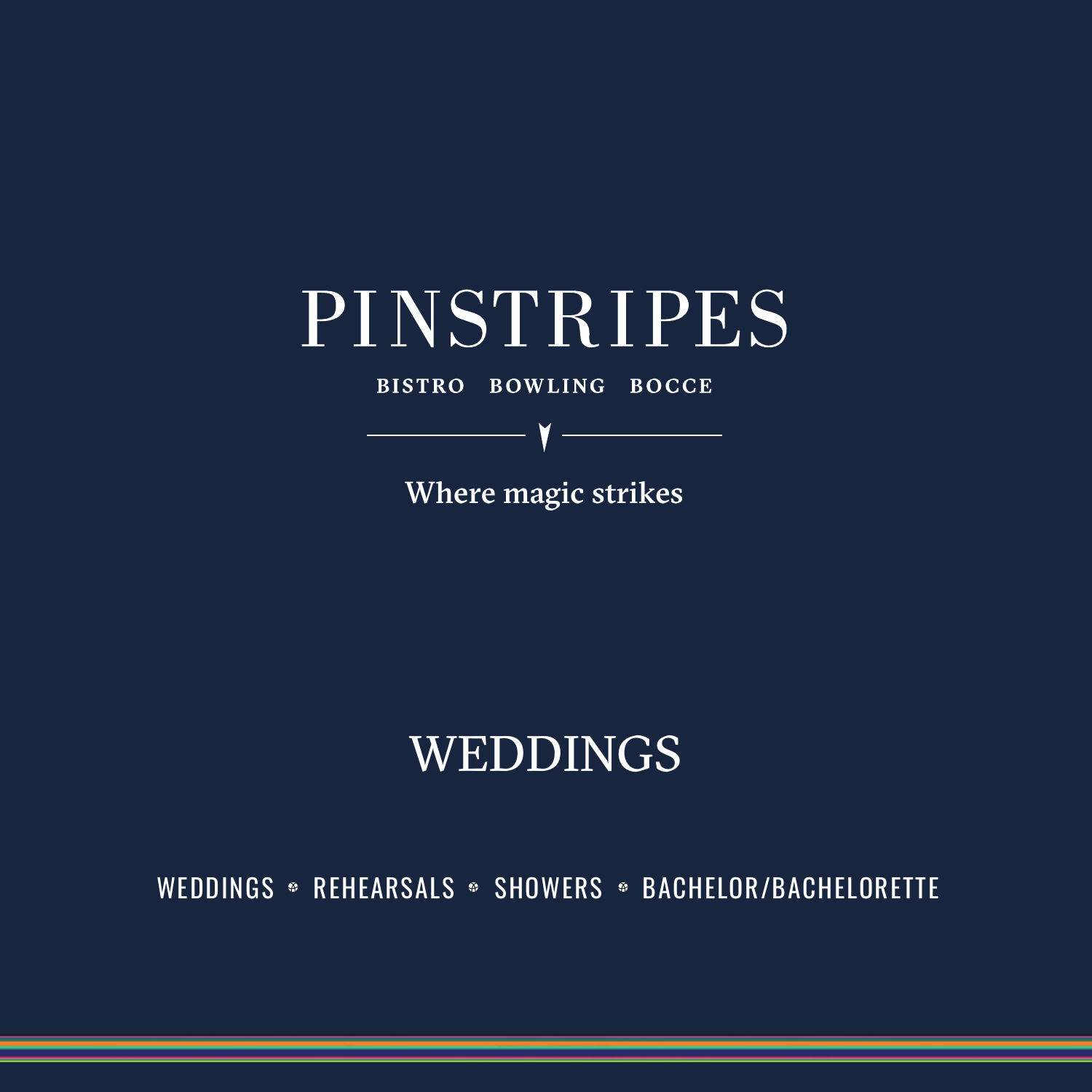# PINSTRIPES

**BISTRO BOWLING BOCCE**

**Where magic strikes**

## WEDDINGS

WEDDINGS • REHEARSALS • SHOWERS • BACHELOR/BACHELORETTE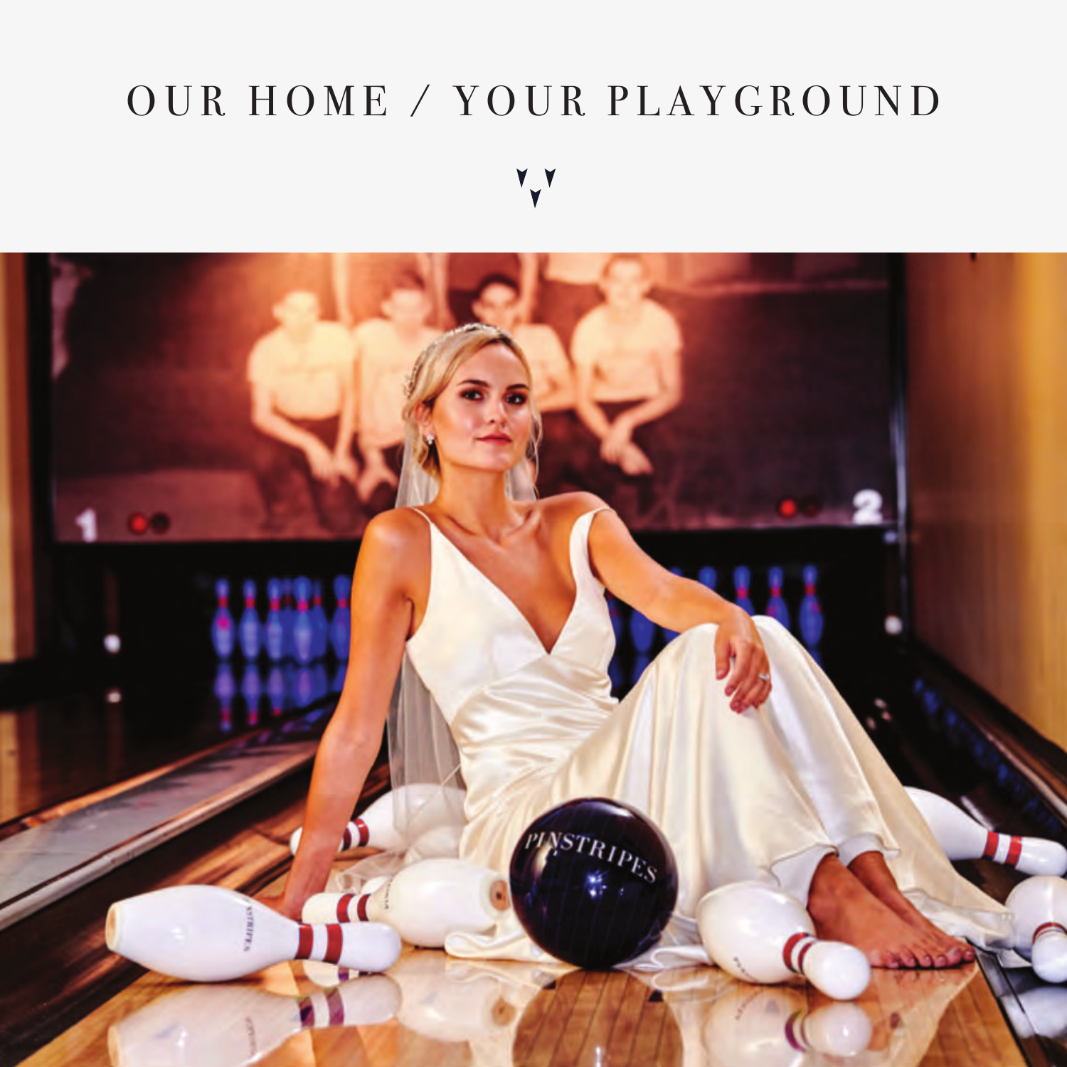# OUR HOME / YOUR PLAYGROUND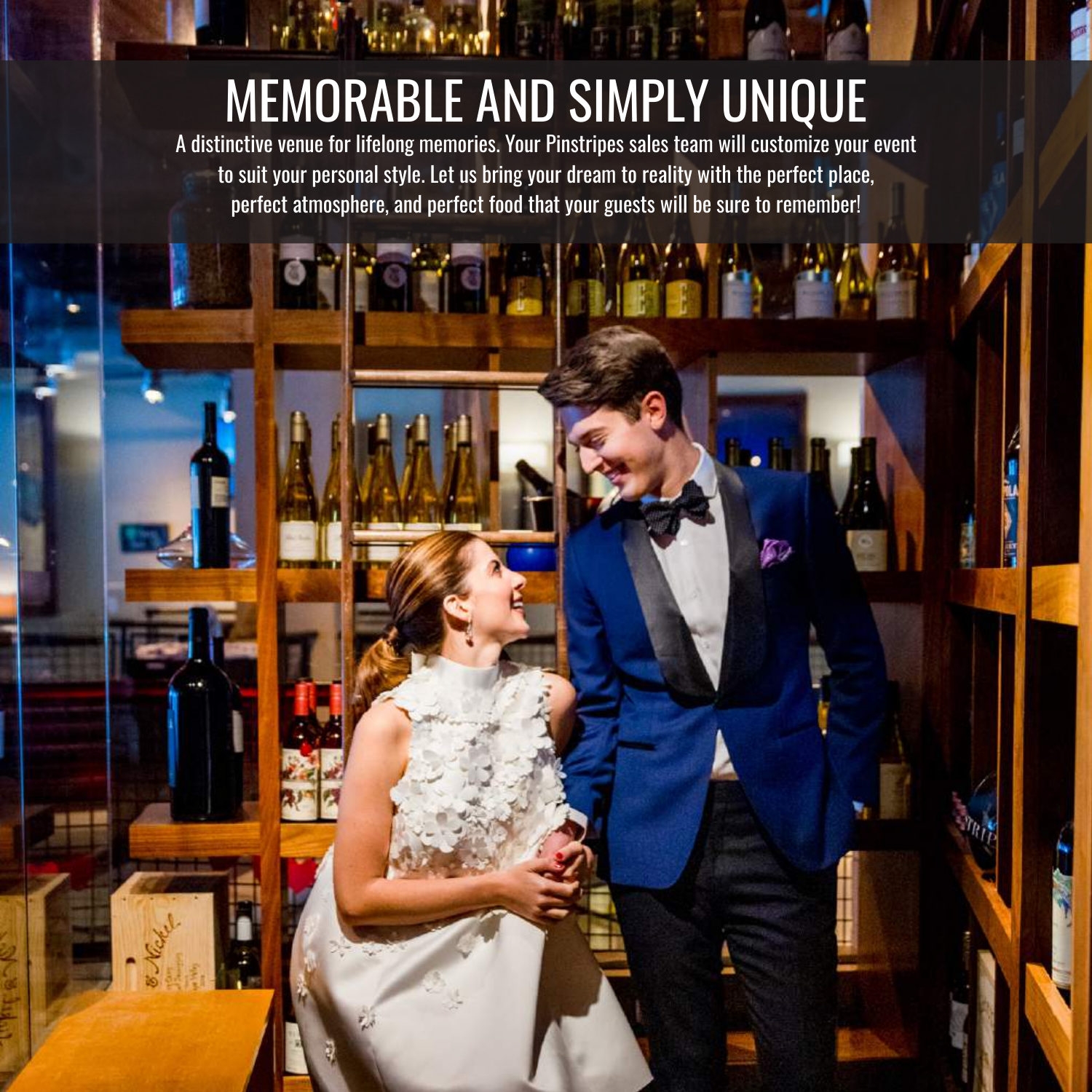# MEMORABLE AND SIMPLY UNIQUE

A distinctive venue for lifelong memories. Your Pinstripes sales team will customize your event to suit your personal style. Let us bring your dream to reality with the perfect place, perfect atmosphere, and perfect food that your guests will be sure to remember!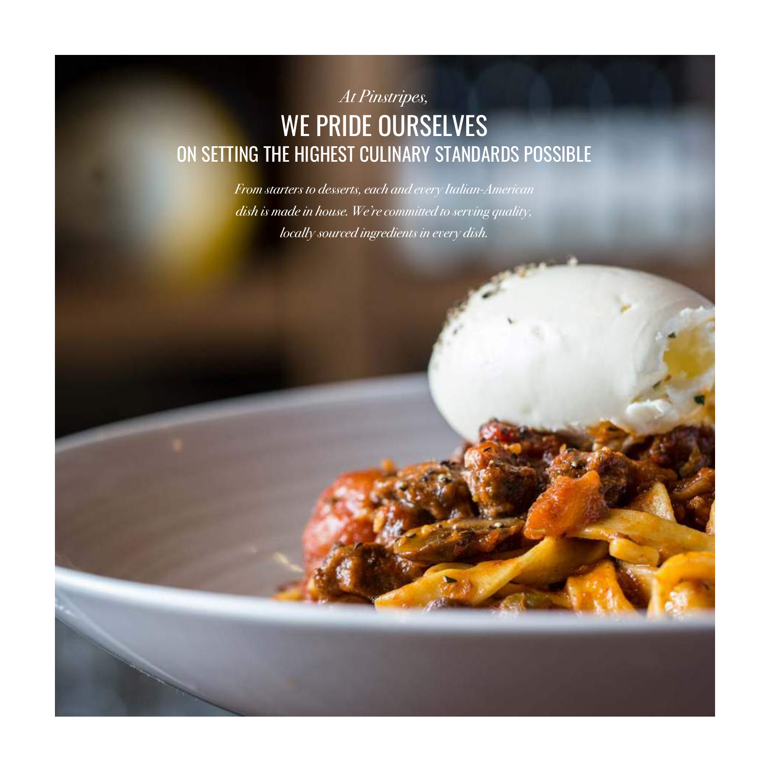*At Pinstripes,*

# WE PRIDE OURSELVES

## ON SETTING THE HIGHEST CULINARY STANDARDS POSSIBLE

*From starters to desserts, each and every Italian-American dish is made in house. We're committed to serving quality, locally sourced ingredients in every dish.*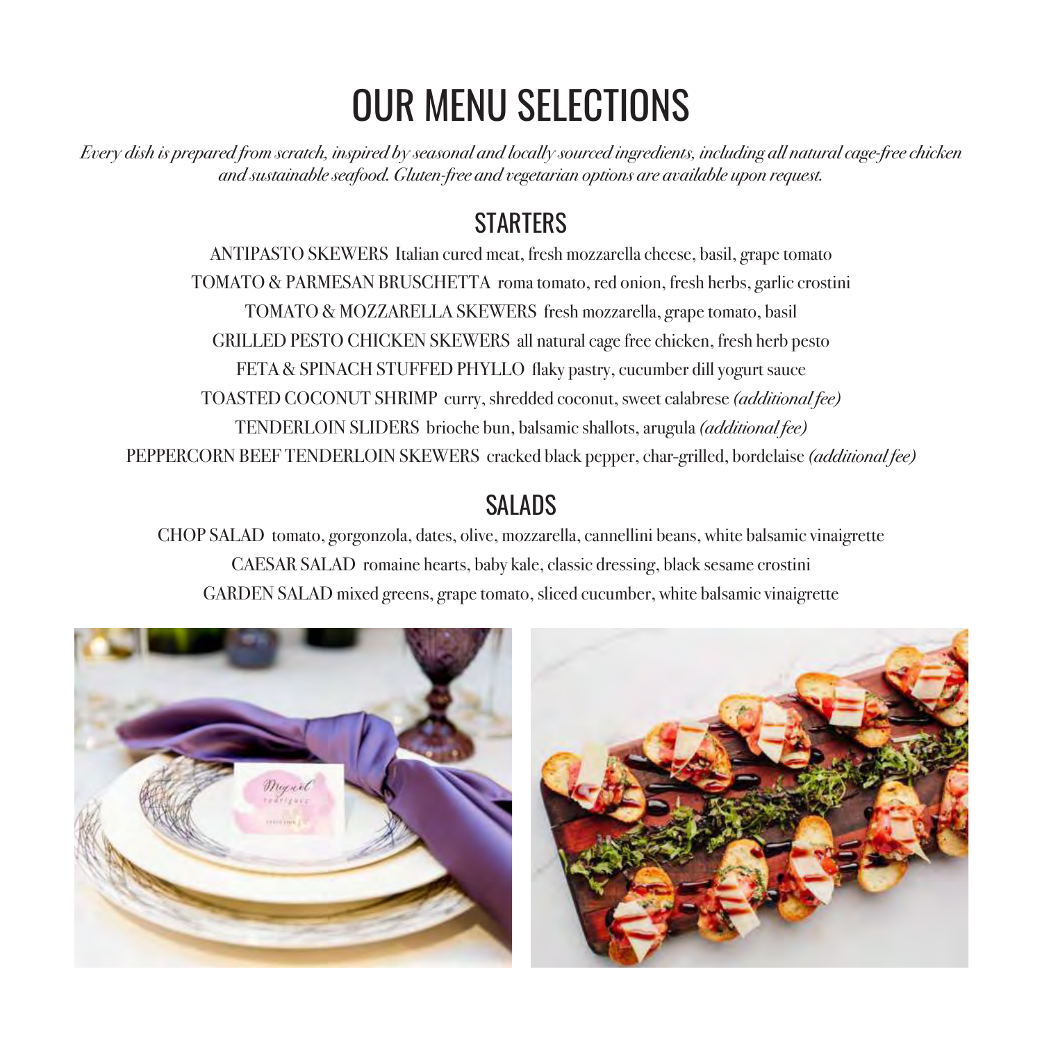# OUR MENU SELECTIONS

*Every dish is prepared from scratch, inspired by seasonal and locally sourced ingredients, including all natural cage-free chicken and sustainable seafood. Gluten-free and vegetarian options are available upon request.*

## STARTERS

ANTIPASTO SKEWERS Italian cured meat, fresh mozzarella cheese, basil, grape tomato

TOMATO & PARMESAN BRUSCHETTA roma tomato, red onion, fresh herbs, garlic crostini

TOMATO & MOZZARELLA SKEWERS fresh mozzarella, grape tomato, basil

GRILLED PESTO CHICKEN SKEWERS all natural cage free chicken, fresh herb pesto

FETA & SPINACH STUFFED PHYLLO flaky pastry, cucumber dill yogurt sauce

TOASTED COCONUT SHRIMP curry, shredded coconut, sweet calabrese *(additional fee)*

TENDERLOIN SLIDERS brioche bun, balsamic shallots, arugula *(additional fee)*

PEPPERCORN BEEF TENDERLOIN SKEWERS cracked black pepper, char-grilled, bordelaise *(additional fee)*

## SALADS

CHOP SALAD tomato, gorgonzola, dates, olive, mozzarella, cannellini beans, white balsamic vinaigrette

CAESAR SALAD romaine hearts, baby kale, classic dressing, black sesame crostini

GARDEN SALAD mixed greens, grape tomato, sliced cucumber, white balsamic vinaigrette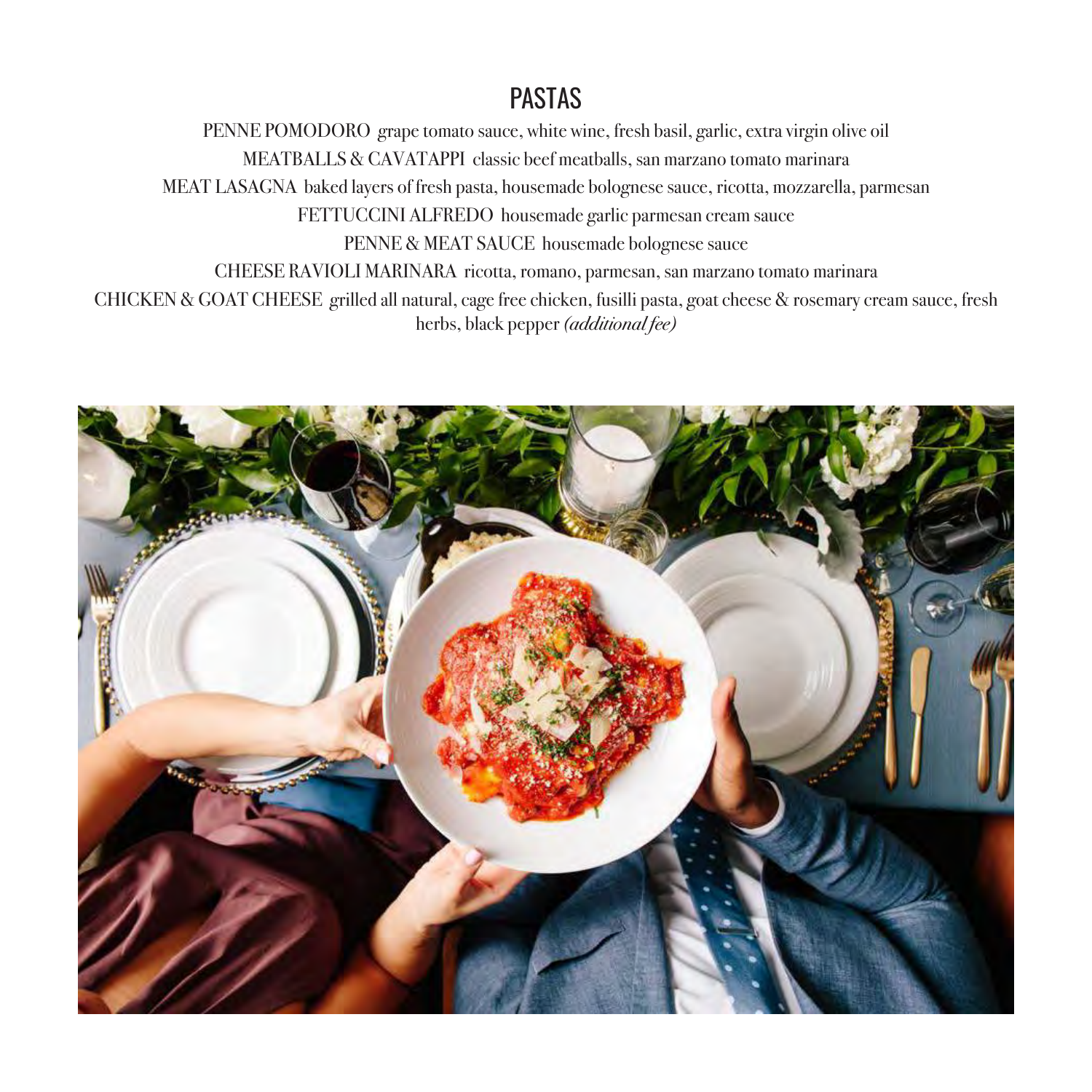## PASTAS

PENNE POMODORO grape tomato sauce, white wine, fresh basil, garlic, extra virgin olive oil

MEATBALLS & CAVATAPPI classic beef meatballs, san marzano tomato marinara

MEAT LASAGNA baked layers of fresh pasta, housemade bolognese sauce, ricotta, mozzarella, parmesan

FETTUCCINI ALFREDO housemade garlic parmesan cream sauce

PENNE & MEAT SAUCE housemade bolognese sauce

CHEESE RAVIOLI MARINARA ricotta, romano, parmesan, san marzano tomato marinara

CHICKEN & GOAT CHEESE grilled all natural, cage free chicken, fusilli pasta, goat cheese & rosemary cream sauce, fresh herbs, black pepper *(additional fee)*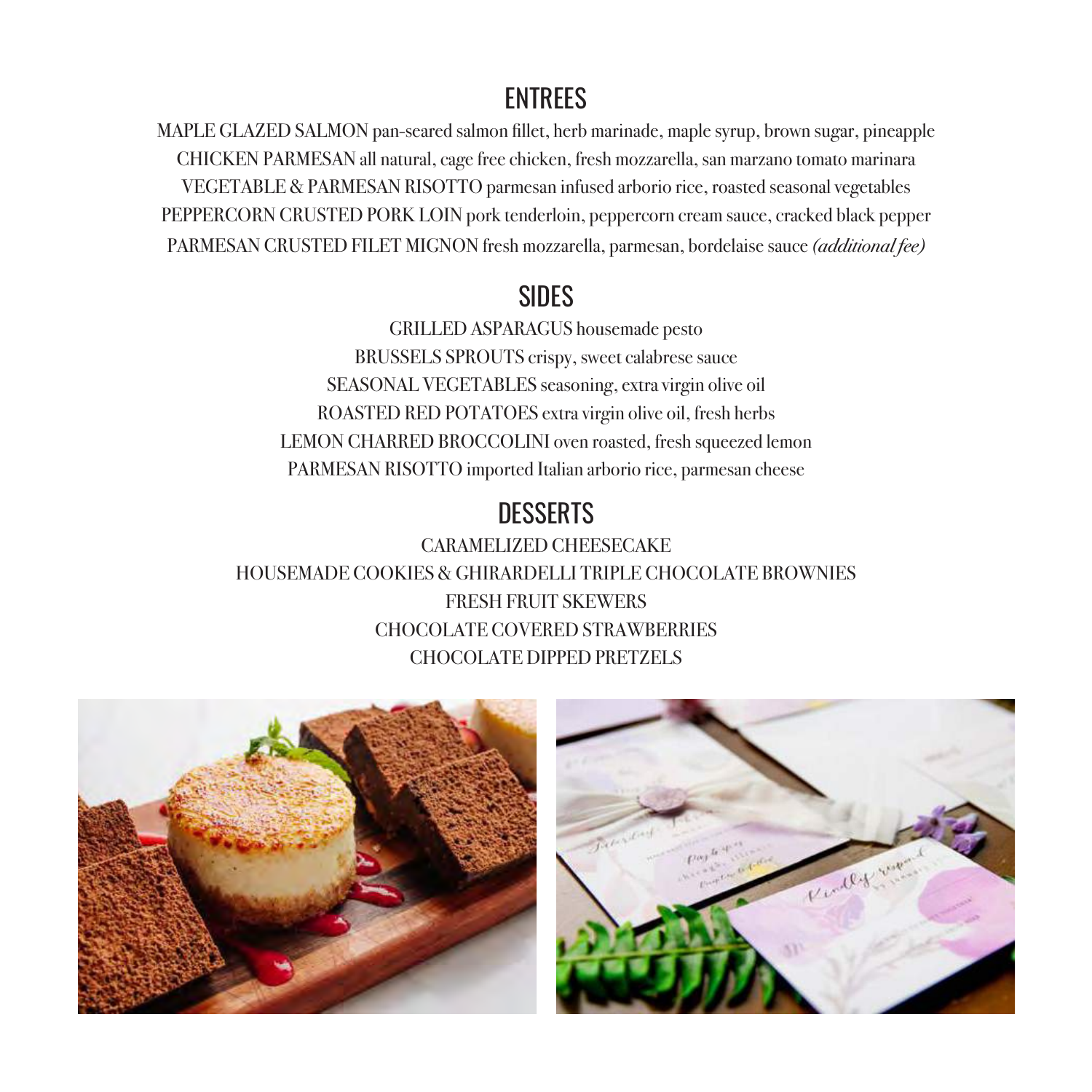## ENTREES

MAPLE GLAZED SALMON pan-seared salmon fillet, herb marinade, maple syrup, brown sugar, pineapple

CHICKEN PARMESAN all natural, cage free chicken, fresh mozzarella, san marzano tomato marinara

VEGETABLE & PARMESAN RISOTTO parmesan infused arborio rice, roasted seasonal vegetables

PEPPERCORN CRUSTED PORK LOIN pork tenderloin, peppercorn cream sauce, cracked black pepper

PARMESAN CRUSTED FILET MIGNON fresh mozzarella, parmesan, bordelaise sauce *(additional fee)*

## SIDES

GRILLED ASPARAGUS housemade pesto

BRUSSELS SPROUTS crispy, sweet calabrese sauce

SEASONAL VEGETABLES seasoning, extra virgin olive oil

ROASTED RED POTATOES extra virgin olive oil, fresh herbs

LEMON CHARRED BROCCOLINI oven roasted, fresh squeezed lemon

PARMESAN RISOTTO imported Italian arborio rice, parmesan cheese

## DESSERTS

CARAMELIZED CHEESECAKE

HOUSEMADE COOKIES & GHIRARDELLI TRIPLE CHOCOLATE BROWNIES

FRESH FRUIT SKEWERS

CHOCOLATE COVERED STRAWBERRIES

CHOCOLATE DIPPED PRETZELS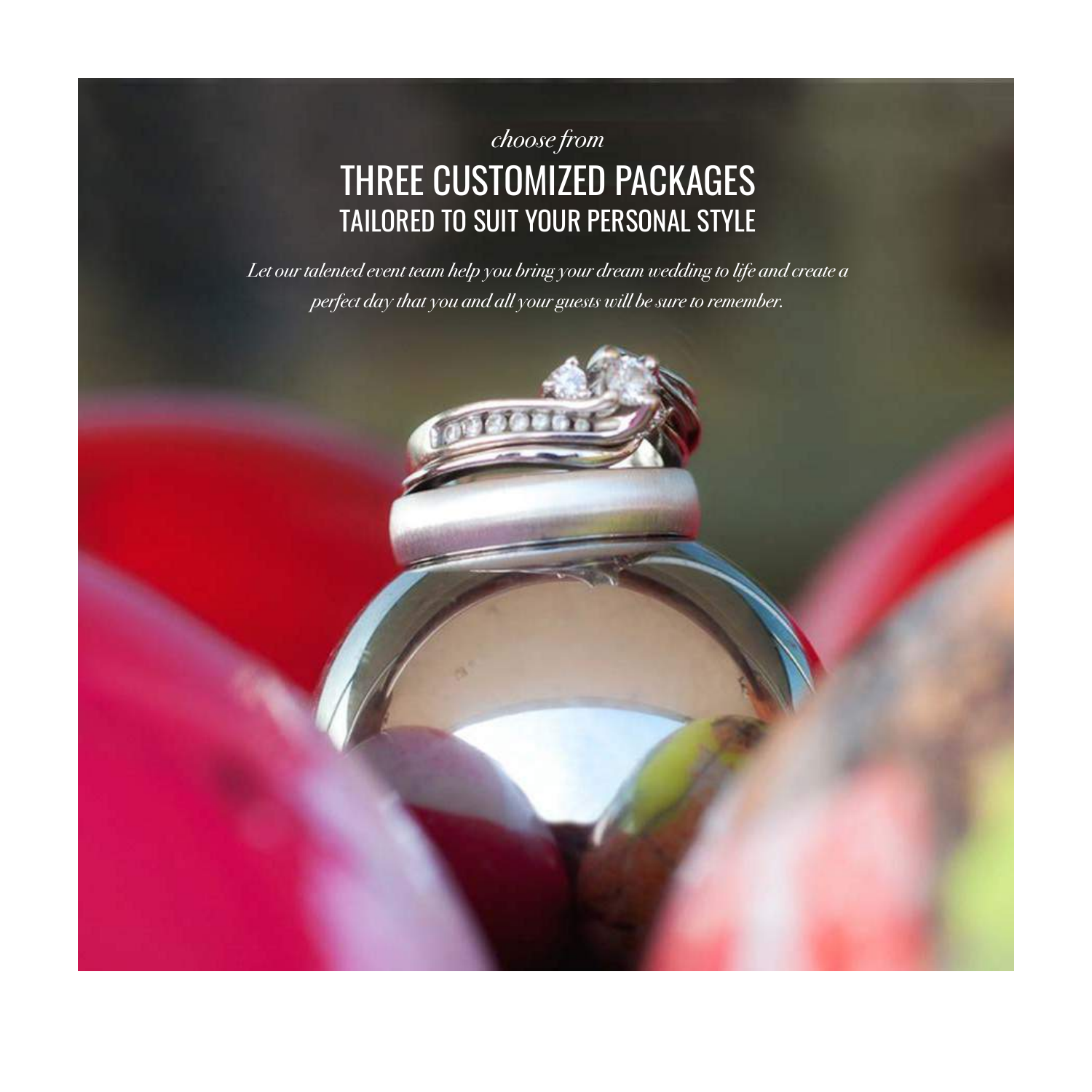*choose from*

# THREE CUSTOMIZED PACKAGES

## TAILORED TO SUIT YOUR PERSONAL STYLE

*Let our talented event team help you bring your dream wedding to life and create a perfect day that you and all your guests will be sure to remember.*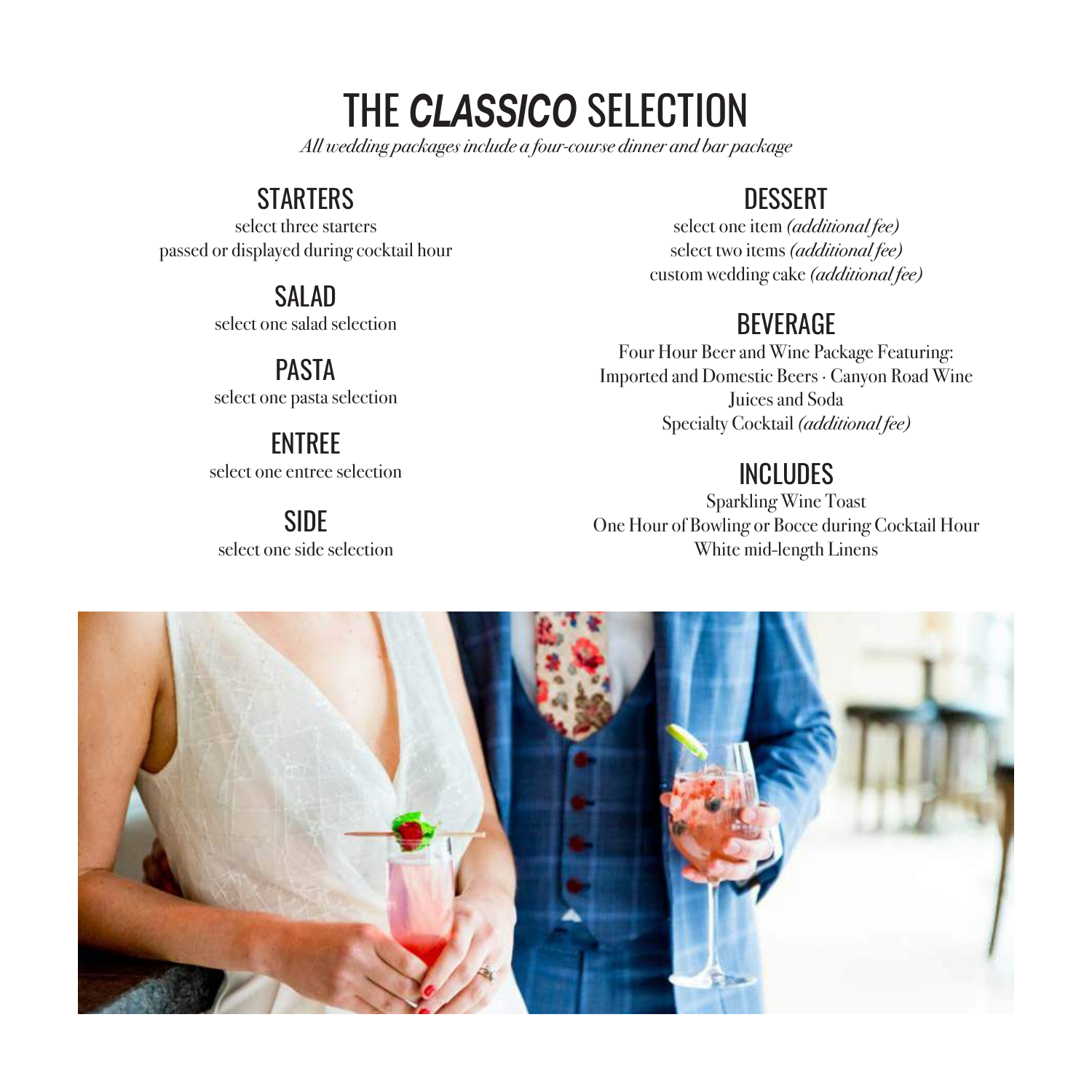# THE *CLASSICO* SELECTION

*All wedding packages include a four-course dinner and bar package*

## STARTERS

select three starters
passed or displayed during cocktail hour

## SALAD

select one salad selection

## PASTA

select one pasta selection

## ENTREE

select one entree selection

## SIDE

select one side selection

## DESSERT

select one item *(additional fee)*
select two items *(additional fee)*
custom wedding cake *(additional fee)*

## BEVERAGE

Four Hour Beer and Wine Package Featuring:
Imported and Domestic Beers · Canyon Road Wine
Juices and Soda
Specialty Cocktail *(additional fee)*

## INCLUDES

Sparkling Wine Toast
One Hour of Bowling or Bocce during Cocktail Hour
White mid-length Linens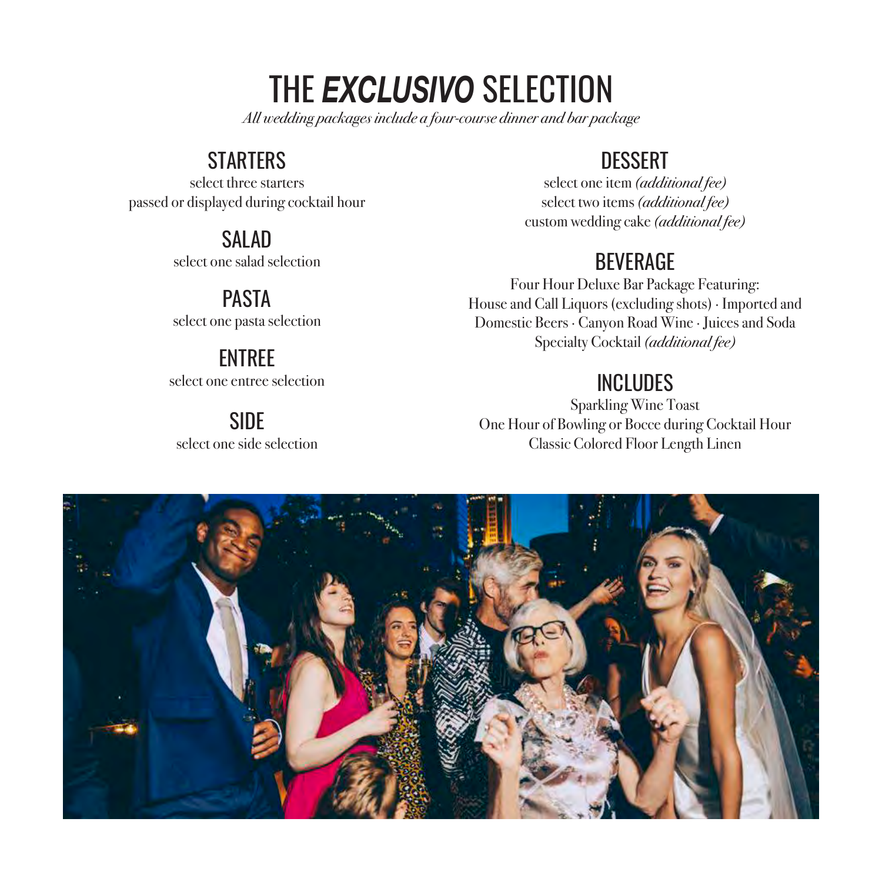# THE *EXCLUSIVO* SELECTION

*All wedding packages include a four-course dinner and bar package*

## STARTERS

select three starters
passed or displayed during cocktail hour

## SALAD

select one salad selection

## PASTA

select one pasta selection

## ENTREE

select one entree selection

## SIDE

select one side selection

## DESSERT

select one item *(additional fee)*
select two items *(additional fee)*
custom wedding cake *(additional fee)*

## BEVERAGE

Four Hour Deluxe Bar Package Featuring:
House and Call Liquors (excluding shots) · Imported and Domestic Beers · Canyon Road Wine · Juices and Soda
Specialty Cocktail *(additional fee)*

## INCLUDES

Sparkling Wine Toast
One Hour of Bowling or Bocce during Cocktail Hour
Classic Colored Floor Length Linen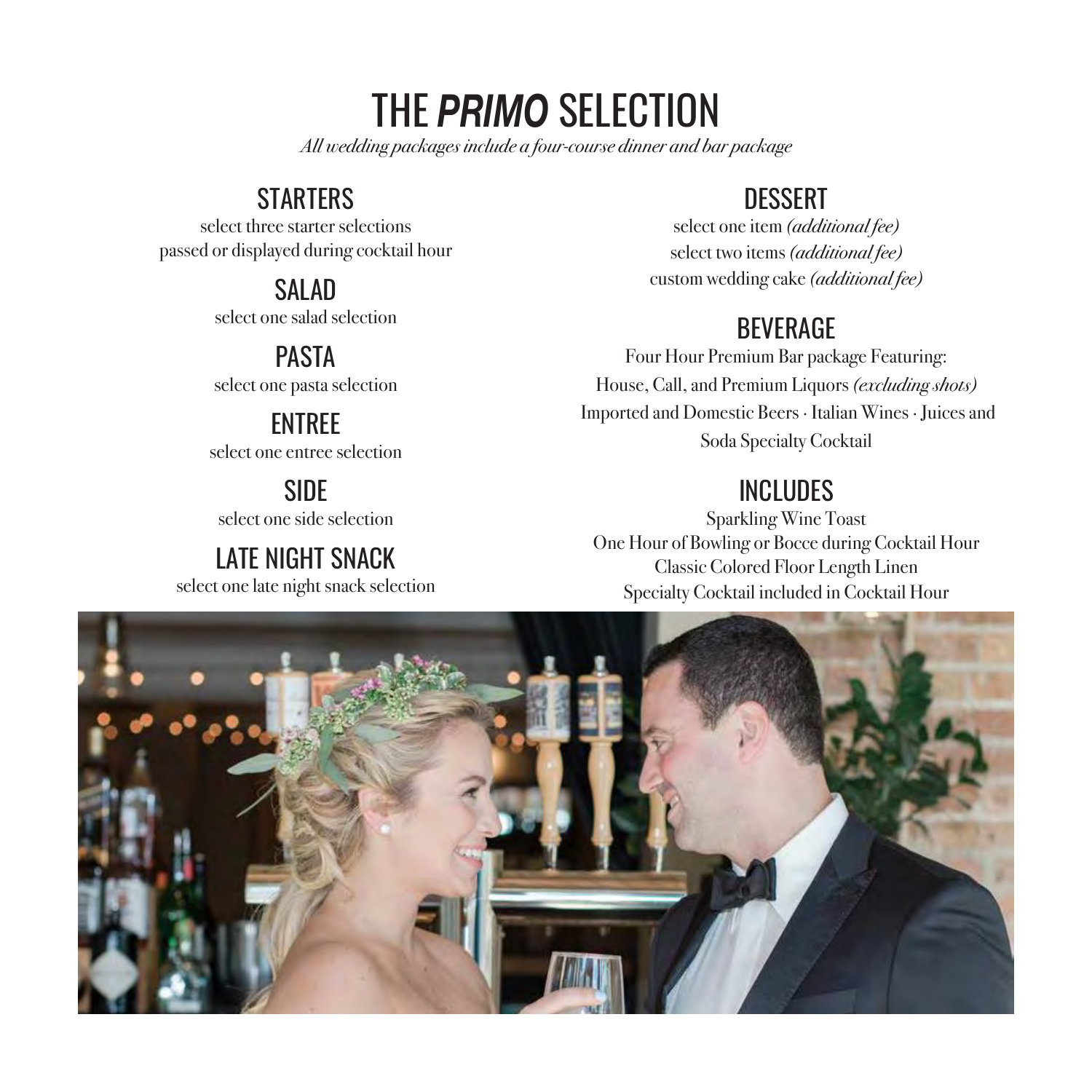# THE *PRIMO* SELECTION

*All wedding packages include a four-course dinner and bar package*

## STARTERS

select three starter selections
passed or displayed during cocktail hour

## SALAD

select one salad selection

## PASTA

select one pasta selection

## ENTREE

select one entree selection

## SIDE

select one side selection

## LATE NIGHT SNACK

select one late night snack selection

## DESSERT

select one item *(additional fee)*
select two items *(additional fee)*
custom wedding cake *(additional fee)*

## BEVERAGE

Four Hour Premium Bar package Featuring:
House, Call, and Premium Liquors *(excluding shots)*
Imported and Domestic Beers · Italian Wines · Juices and Soda Specialty Cocktail

## INCLUDES

Sparkling Wine Toast
One Hour of Bowling or Bocce during Cocktail Hour
Classic Colored Floor Length Linen
Specialty Cocktail included in Cocktail Hour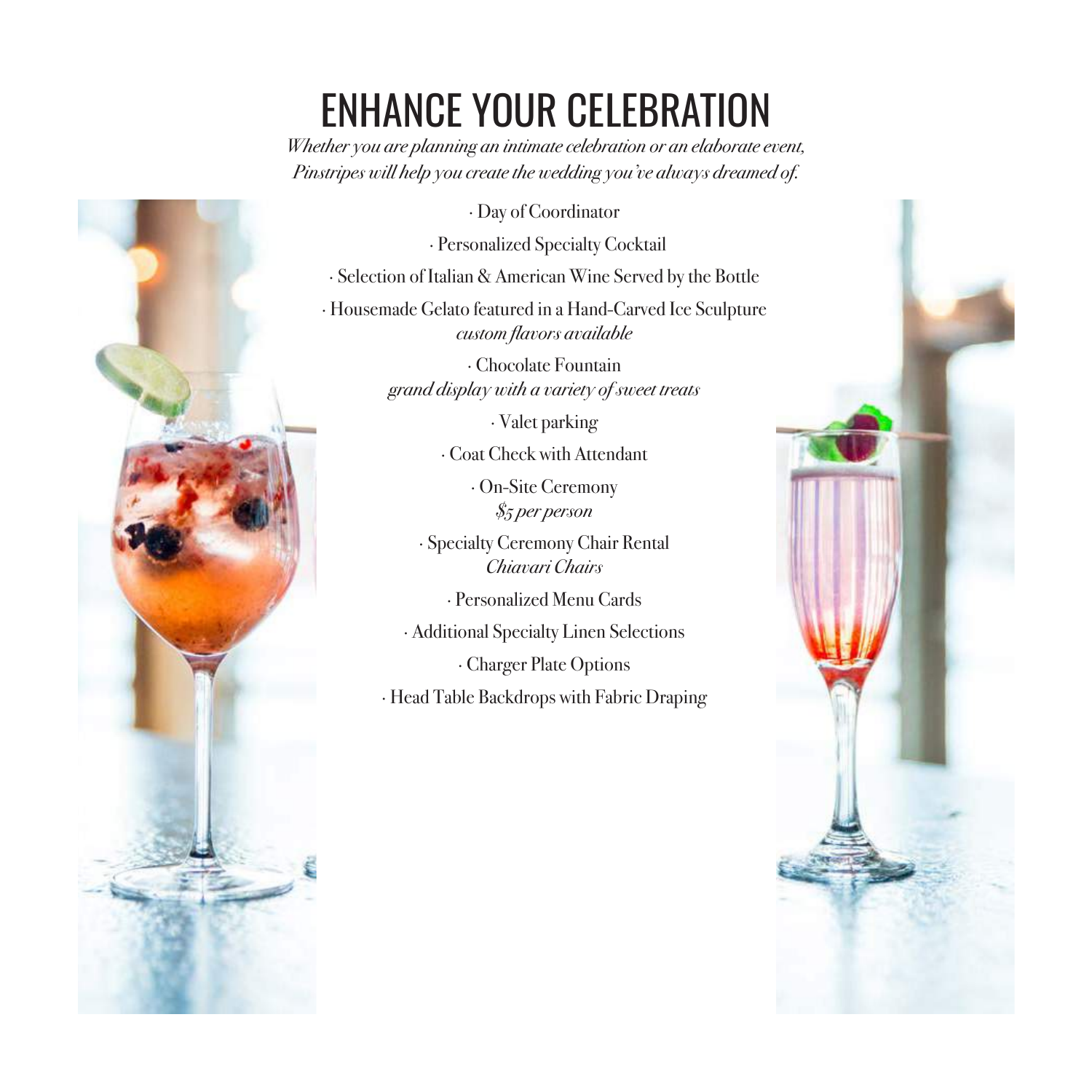# ENHANCE YOUR CELEBRATION

*Whether you are planning an intimate celebration or an elaborate event, Pinstripes will help you create the wedding you've always dreamed of.*

· Day of Coordinator

· Personalized Specialty Cocktail

· Selection of Italian & American Wine Served by the Bottle

· Housemade Gelato featured in a Hand-Carved Ice Sculpture
*custom flavors available*

· Chocolate Fountain
*grand display with a variety of sweet treats*

· Valet parking

· Coat Check with Attendant

· On-Site Ceremony
*$5 per person*

· Specialty Ceremony Chair Rental
*Chiavari Chairs*

· Personalized Menu Cards

· Additional Specialty Linen Selections

· Charger Plate Options

· Head Table Backdrops with Fabric Draping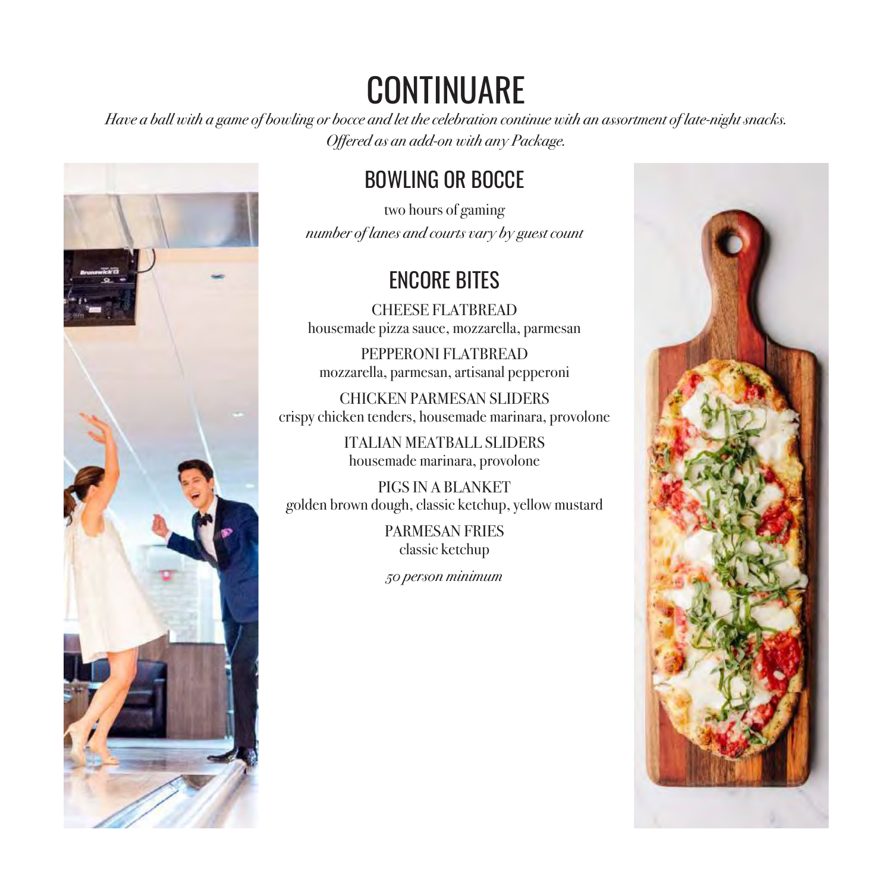# CONTINUARE

*Have a ball with a game of bowling or bocce and let the celebration continue with an assortment of late-night snacks.*
*Offered as an add-on with any Package.*

## BOWLING OR BOCCE

two hours of gaming

*number of lanes and courts vary by guest count*

## ENCORE BITES

CHEESE FLATBREAD
housemade pizza sauce, mozzarella, parmesan

PEPPERONI FLATBREAD
mozzarella, parmesan, artisanal pepperoni

CHICKEN PARMESAN SLIDERS
crispy chicken tenders, housemade marinara, provolone

ITALIAN MEATBALL SLIDERS
housemade marinara, provolone

PIGS IN A BLANKET
golden brown dough, classic ketchup, yellow mustard

PARMESAN FRIES
classic ketchup

*50 person minimum*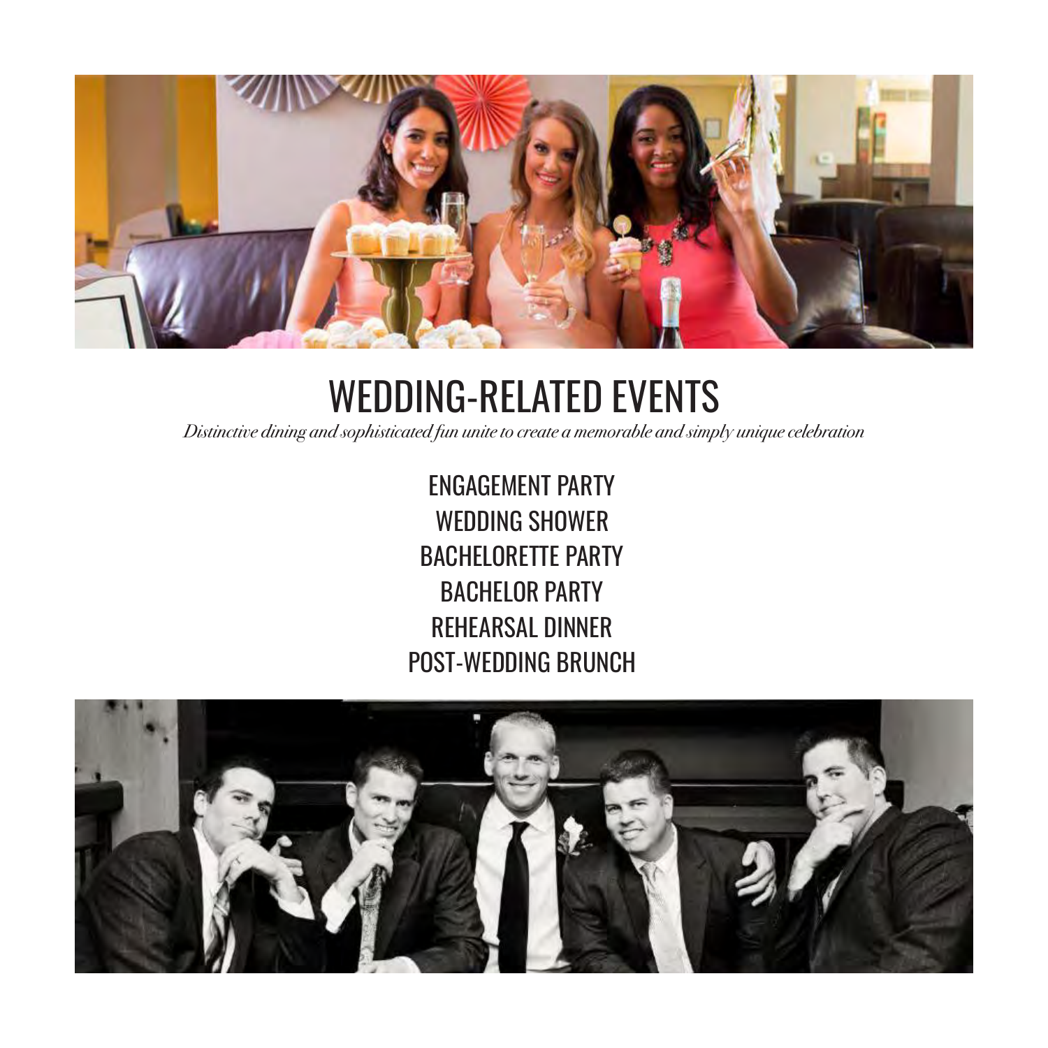# WEDDING-RELATED EVENTS

*Distinctive dining and sophisticated fun unite to create a memorable and simply unique celebration*

ENGAGEMENT PARTY
WEDDING SHOWER
BACHELORETTE PARTY
BACHELOR PARTY
REHEARSAL DINNER
POST-WEDDING BRUNCH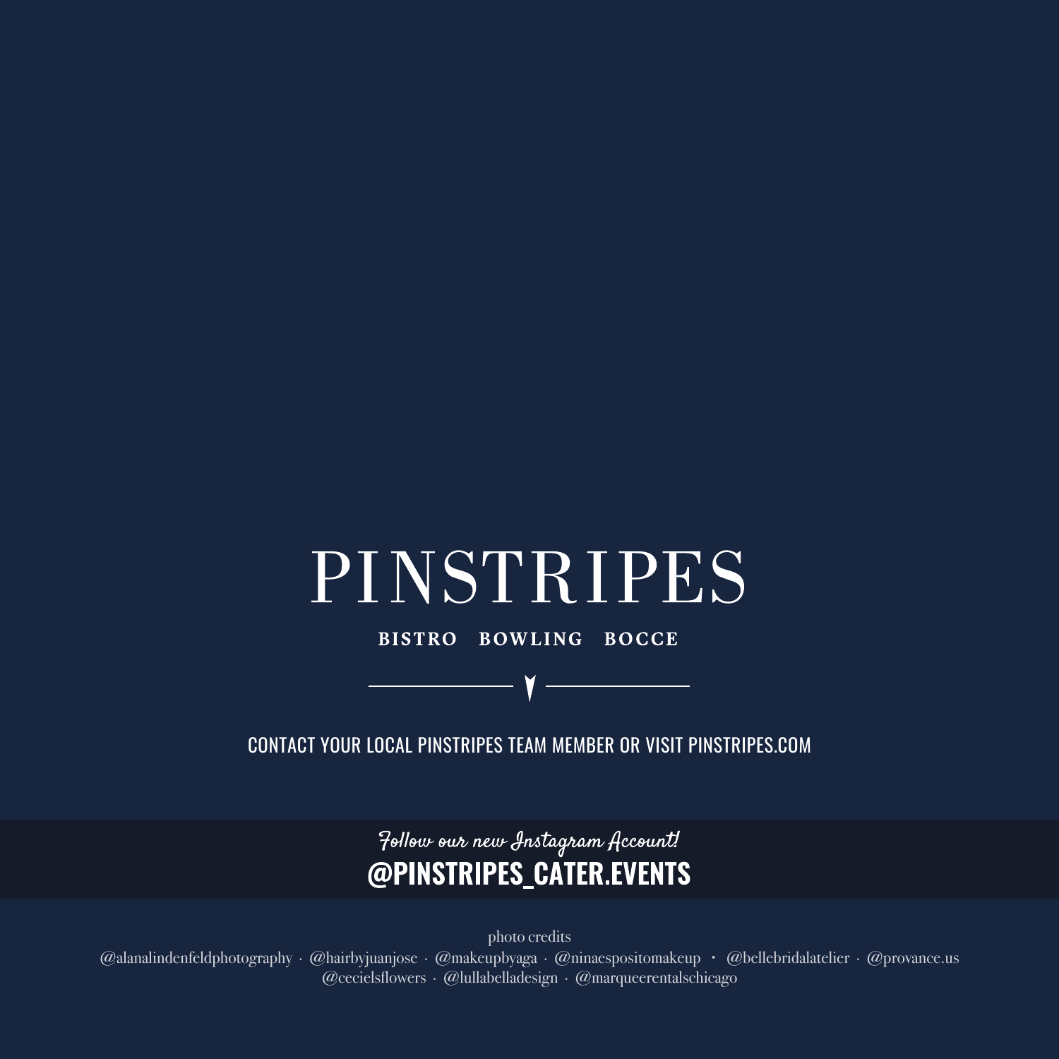# PINSTRIPES

**BISTRO BOWLING BOCCE**

CONTACT YOUR LOCAL PINSTRIPES TEAM MEMBER OR VISIT PINSTRIPES.COM

*Follow our new Instagram Account!*

**@PINSTRIPES_CATER.EVENTS**

photo credits

@alanalindenfeldphotography · @hairbyjuanjose · @makeupbyaga · @ninaespositomakeup · @bellebridalatelier · @provance.us
@cecielsflowers · @lullabelladesign · @marqueerentalschicago